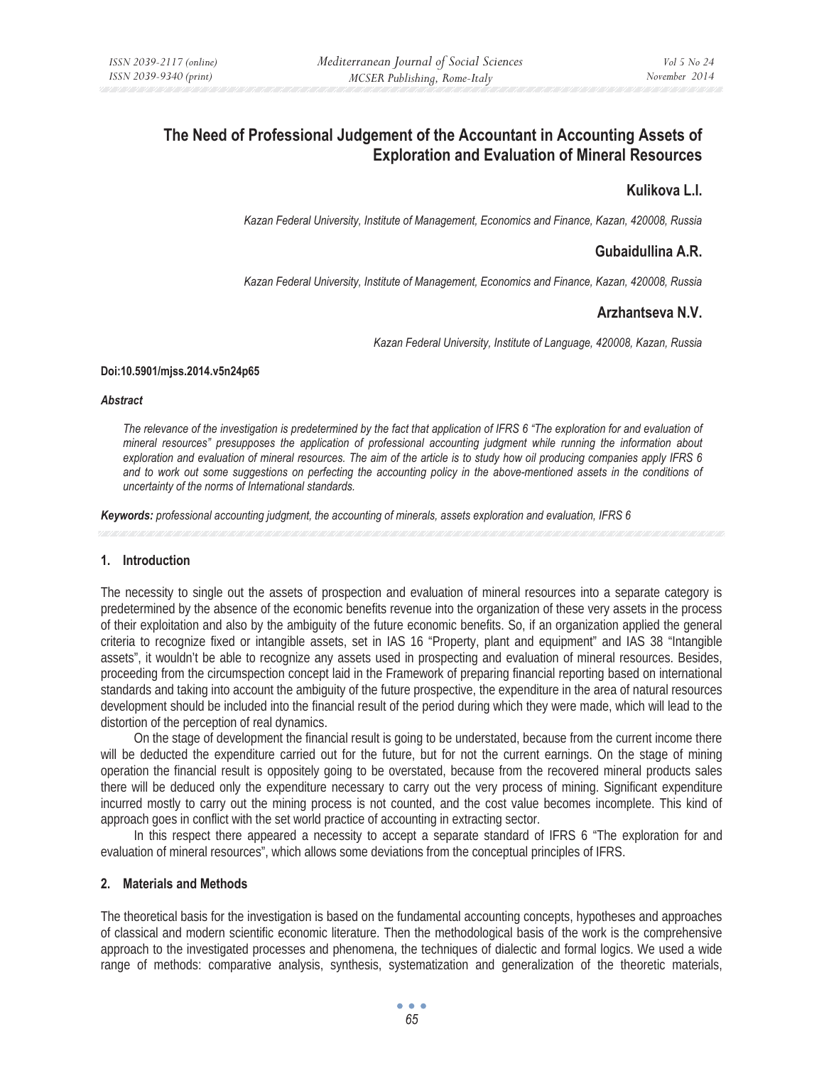# The Need of Professional Judgement of the Accountant in Accounting Assets of Exploration and Evaluation of Mineral Resources

**Kulikova L.I.**

*Kazan Federal University, Institute of Management, Economics and Finance, Kazan, 420008, Russia*

**Gubaidullina A.R.**

*Kazan Federal University, Institute of Management, Economics and Finance, Kazan, 420008, Russia*

**Arzhantseva N.V.**

*Kazan Federal University, Institute of Language, 420008, Kazan, Russia*

**Doi:10.5901/mjss.2014.v5n24p65**

***Abstract***

*The relevance of the investigation is predetermined by the fact that application of IFRS 6 "The exploration for and evaluation of mineral resources" presupposes the application of professional accounting judgment while running the information about exploration and evaluation of mineral resources. The aim of the article is to study how oil producing companies apply IFRS 6 and to work out some suggestions on perfecting the accounting policy in the above-mentioned assets in the conditions of uncertainty of the norms of International standards.*

***Keywords:*** *professional accounting judgment, the accounting of minerals, assets exploration and evaluation, IFRS 6*

## 1. Introduction

The necessity to single out the assets of prospection and evaluation of mineral resources into a separate category is predetermined by the absence of the economic benefits revenue into the organization of these very assets in the process of their exploitation and also by the ambiguity of the future economic benefits. So, if an organization applied the general criteria to recognize fixed or intangible assets, set in IAS 16 "Property, plant and equipment" and IAS 38 "Intangible assets", it wouldn't be able to recognize any assets used in prospecting and evaluation of mineral resources. Besides, proceeding from the circumspection concept laid in the Framework of preparing financial reporting based on international standards and taking into account the ambiguity of the future prospective, the expenditure in the area of natural resources development should be included into the financial result of the period during which they were made, which will lead to the distortion of the perception of real dynamics.

On the stage of development the financial result is going to be understated, because from the current income there will be deducted the expenditure carried out for the future, but for not the current earnings. On the stage of mining operation the financial result is oppositely going to be overstated, because from the recovered mineral products sales there will be deduced only the expenditure necessary to carry out the very process of mining. Significant expenditure incurred mostly to carry out the mining process is not counted, and the cost value becomes incomplete. This kind of approach goes in conflict with the set world practice of accounting in extracting sector.

In this respect there appeared a necessity to accept a separate standard of IFRS 6 "The exploration for and evaluation of mineral resources", which allows some deviations from the conceptual principles of IFRS.

## 2. Materials and Methods

The theoretical basis for the investigation is based on the fundamental accounting concepts, hypotheses and approaches of classical and modern scientific economic literature. Then the methodological basis of the work is the comprehensive approach to the investigated processes and phenomena, the techniques of dialectic and formal logics. We used a wide range of methods: comparative analysis, synthesis, systematization and generalization of the theoretic materials,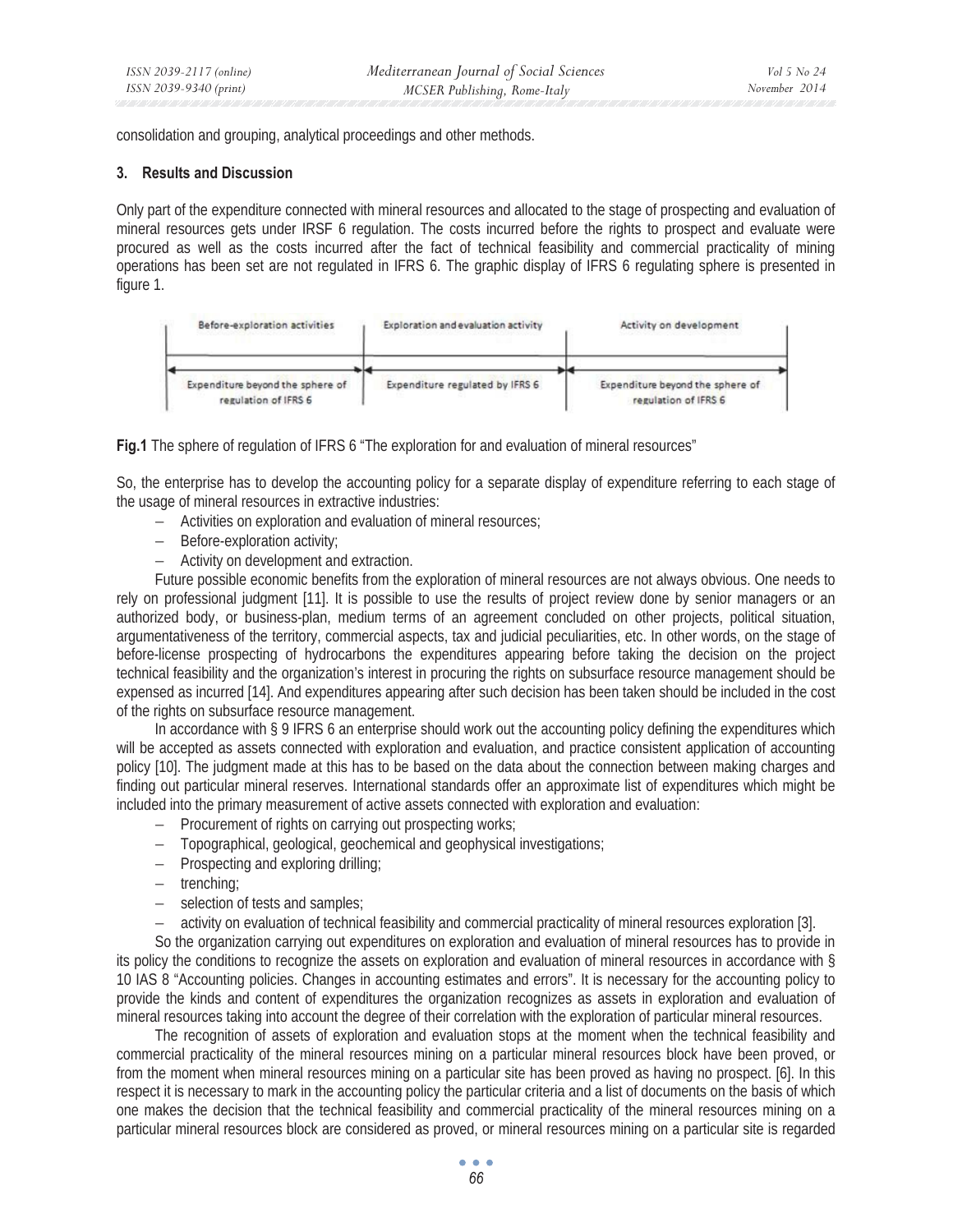consolidation and grouping, analytical proceedings and other methods.

### 3. Results and Discussion

Only part of the expenditure connected with mineral resources and allocated to the stage of prospecting and evaluation of mineral resources gets under IRSF 6 regulation. The costs incurred before the rights to prospect and evaluate were procured as well as the costs incurred after the fact of technical feasibility and commercial practicality of mining operations has been set are not regulated in IFRS 6. The graphic display of IFRS 6 regulating sphere is presented in figure 1.

Before-exploration activities

Exploration and evaluation activity

Activity on development

Expenditure beyond the sphere of regulation of IFRS 6

Expenditure regulated by IFRS 6

Expenditure beyond the sphere of regulation of IFRS 6

**Fig.1** The sphere of regulation of IFRS 6 "The exploration for and evaluation of mineral resources"

So, the enterprise has to develop the accounting policy for a separate display of expenditure referring to each stage of the usage of mineral resources in extractive industries:

- Activities on exploration and evaluation of mineral resources;
- Before-exploration activity;
- Activity on development and extraction.

Future possible economic benefits from the exploration of mineral resources are not always obvious. One needs to rely on professional judgment [11]. It is possible to use the results of project review done by senior managers or an authorized body, or business-plan, medium terms of an agreement concluded on other projects, political situation, argumentativeness of the territory, commercial aspects, tax and judicial peculiarities, etc. In other words, on the stage of before-license prospecting of hydrocarbons the expenditures appearing before taking the decision on the project technical feasibility and the organization's interest in procuring the rights on subsurface resource management should be expensed as incurred [14]. And expenditures appearing after such decision has been taken should be included in the cost of the rights on subsurface resource management.

In accordance with § 9 IFRS 6 an enterprise should work out the accounting policy defining the expenditures which will be accepted as assets connected with exploration and evaluation, and practice consistent application of accounting policy [10]. The judgment made at this has to be based on the data about the connection between making charges and finding out particular mineral reserves. International standards offer an approximate list of expenditures which might be included into the primary measurement of active assets connected with exploration and evaluation:

- Procurement of rights on carrying out prospecting works;
- Topographical, geological, geochemical and geophysical investigations;
- Prospecting and exploring drilling;
- trenching;
- selection of tests and samples;
- activity on evaluation of technical feasibility and commercial practicality of mineral resources exploration [3].

So the organization carrying out expenditures on exploration and evaluation of mineral resources has to provide in its policy the conditions to recognize the assets on exploration and evaluation of mineral resources in accordance with § 10 IAS 8 "Accounting policies. Changes in accounting estimates and errors". It is necessary for the accounting policy to provide the kinds and content of expenditures the organization recognizes as assets in exploration and evaluation of mineral resources taking into account the degree of their correlation with the exploration of particular mineral resources.

The recognition of assets of exploration and evaluation stops at the moment when the technical feasibility and commercial practicality of the mineral resources mining on a particular mineral resources block have been proved, or from the moment when mineral resources mining on a particular site has been proved as having no prospect. [6]. In this respect it is necessary to mark in the accounting policy the particular criteria and a list of documents on the basis of which one makes the decision that the technical feasibility and commercial practicality of the mineral resources mining on a particular mineral resources block are considered as proved, or mineral resources mining on a particular site is regarded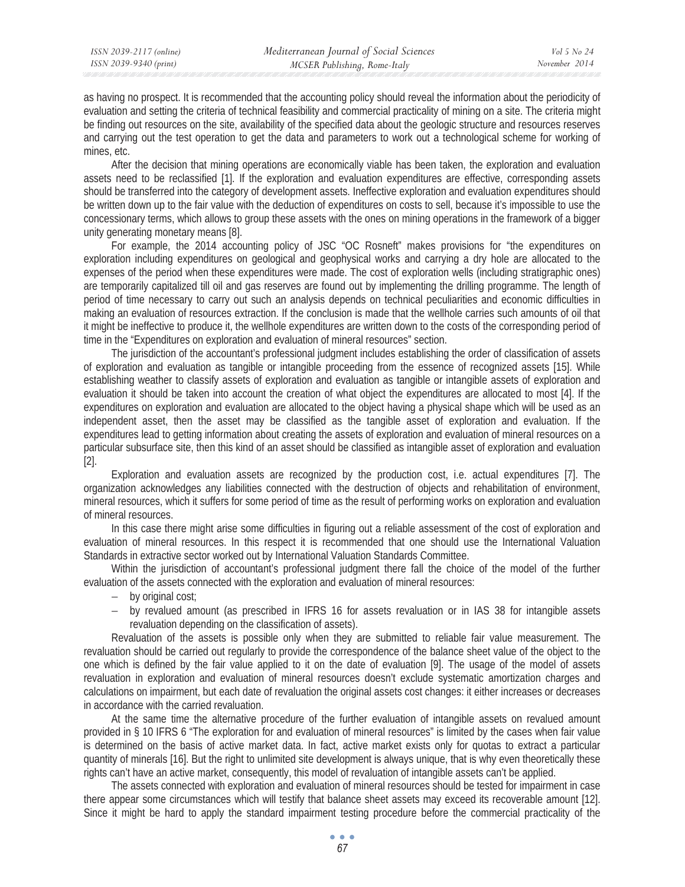as having no prospect. It is recommended that the accounting policy should reveal the information about the periodicity of evaluation and setting the criteria of technical feasibility and commercial practicality of mining on a site. The criteria might be finding out resources on the site, availability of the specified data about the geologic structure and resources reserves and carrying out the test operation to get the data and parameters to work out a technological scheme for working of mines, etc.

After the decision that mining operations are economically viable has been taken, the exploration and evaluation assets need to be reclassified [1]. If the exploration and evaluation expenditures are effective, corresponding assets should be transferred into the category of development assets. Ineffective exploration and evaluation expenditures should be written down up to the fair value with the deduction of expenditures on costs to sell, because it's impossible to use the concessionary terms, which allows to group these assets with the ones on mining operations in the framework of a bigger unity generating monetary means [8].

For example, the 2014 accounting policy of JSC "OC Rosneft" makes provisions for "the expenditures on exploration including expenditures on geological and geophysical works and carrying a dry hole are allocated to the expenses of the period when these expenditures were made. The cost of exploration wells (including stratigraphic ones) are temporarily capitalized till oil and gas reserves are found out by implementing the drilling programme. The length of period of time necessary to carry out such an analysis depends on technical peculiarities and economic difficulties in making an evaluation of resources extraction. If the conclusion is made that the wellhole carries such amounts of oil that it might be ineffective to produce it, the wellhole expenditures are written down to the costs of the corresponding period of time in the "Expenditures on exploration and evaluation of mineral resources" section.

The jurisdiction of the accountant's professional judgment includes establishing the order of classification of assets of exploration and evaluation as tangible or intangible proceeding from the essence of recognized assets [15]. While establishing weather to classify assets of exploration and evaluation as tangible or intangible assets of exploration and evaluation it should be taken into account the creation of what object the expenditures are allocated to most [4]. If the expenditures on exploration and evaluation are allocated to the object having a physical shape which will be used as an independent asset, then the asset may be classified as the tangible asset of exploration and evaluation. If the expenditures lead to getting information about creating the assets of exploration and evaluation of mineral resources on a particular subsurface site, then this kind of an asset should be classified as intangible asset of exploration and evaluation [2].

Exploration and evaluation assets are recognized by the production cost, i.e. actual expenditures [7]. The organization acknowledges any liabilities connected with the destruction of objects and rehabilitation of environment, mineral resources, which it suffers for some period of time as the result of performing works on exploration and evaluation of mineral resources.

In this case there might arise some difficulties in figuring out a reliable assessment of the cost of exploration and evaluation of mineral resources. In this respect it is recommended that one should use the International Valuation Standards in extractive sector worked out by International Valuation Standards Committee.

Within the jurisdiction of accountant's professional judgment there fall the choice of the model of the further evaluation of the assets connected with the exploration and evaluation of mineral resources:

- by original cost;
- by revalued amount (as prescribed in IFRS 16 for assets revaluation or in IAS 38 for intangible assets revaluation depending on the classification of assets).

Revaluation of the assets is possible only when they are submitted to reliable fair value measurement. The revaluation should be carried out regularly to provide the correspondence of the balance sheet value of the object to the one which is defined by the fair value applied to it on the date of evaluation [9]. The usage of the model of assets revaluation in exploration and evaluation of mineral resources doesn't exclude systematic amortization charges and calculations on impairment, but each date of revaluation the original assets cost changes: it either increases or decreases in accordance with the carried revaluation.

At the same time the alternative procedure of the further evaluation of intangible assets on revalued amount provided in § 10 IFRS 6 "The exploration for and evaluation of mineral resources" is limited by the cases when fair value is determined on the basis of active market data. In fact, active market exists only for quotas to extract a particular quantity of minerals [16]. But the right to unlimited site development is always unique, that is why even theoretically these rights can't have an active market, consequently, this model of revaluation of intangible assets can't be applied.

The assets connected with exploration and evaluation of mineral resources should be tested for impairment in case there appear some circumstances which will testify that balance sheet assets may exceed its recoverable amount [12]. Since it might be hard to apply the standard impairment testing procedure before the commercial practicality of the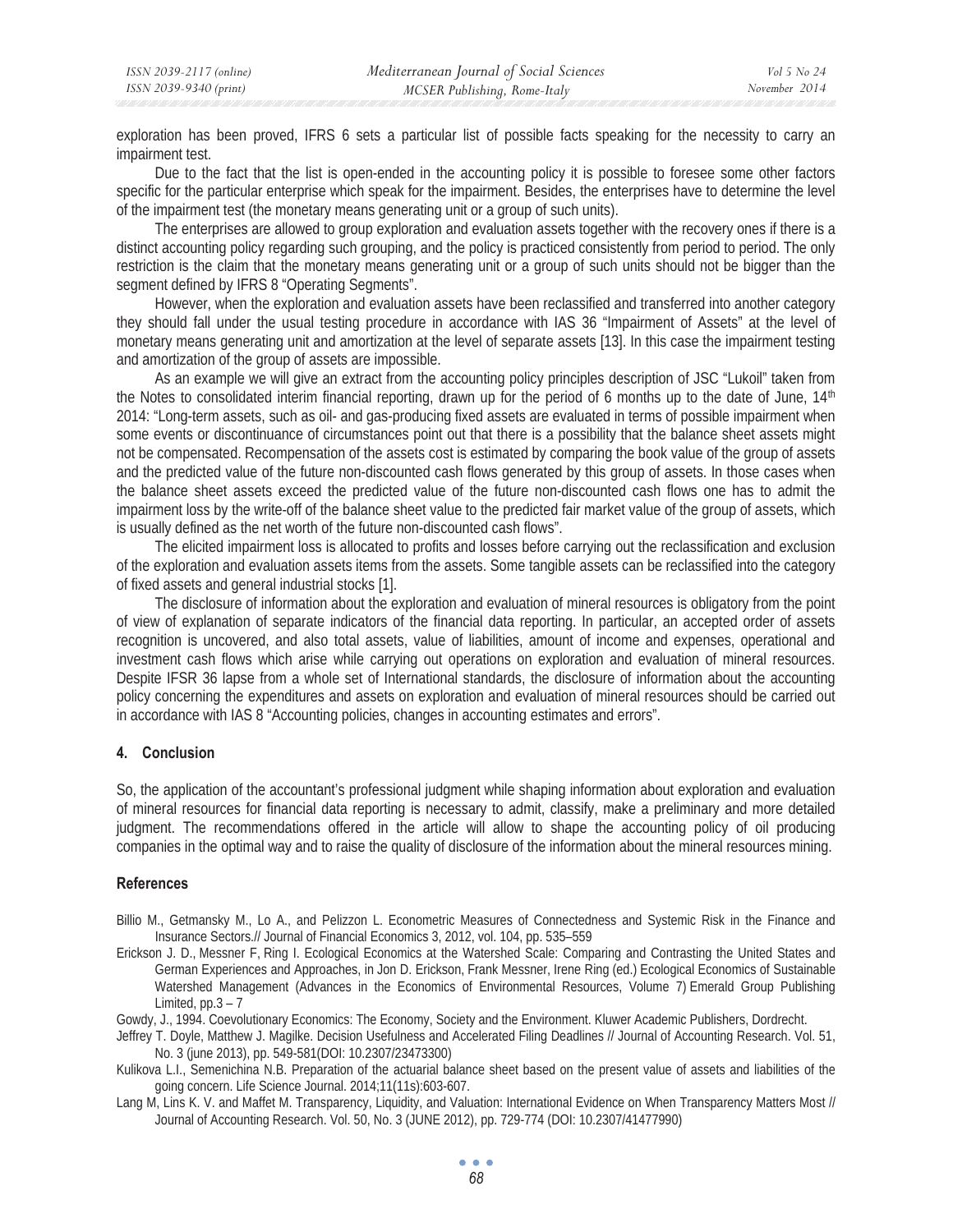exploration has been proved, IFRS 6 sets a particular list of possible facts speaking for the necessity to carry an impairment test.

Due to the fact that the list is open-ended in the accounting policy it is possible to foresee some other factors specific for the particular enterprise which speak for the impairment. Besides, the enterprises have to determine the level of the impairment test (the monetary means generating unit or a group of such units).

The enterprises are allowed to group exploration and evaluation assets together with the recovery ones if there is a distinct accounting policy regarding such grouping, and the policy is practiced consistently from period to period. The only restriction is the claim that the monetary means generating unit or a group of such units should not be bigger than the segment defined by IFRS 8 "Operating Segments".

However, when the exploration and evaluation assets have been reclassified and transferred into another category they should fall under the usual testing procedure in accordance with IAS 36 "Impairment of Assets" at the level of monetary means generating unit and amortization at the level of separate assets [13]. In this case the impairment testing and amortization of the group of assets are impossible.

As an example we will give an extract from the accounting policy principles description of JSC "Lukoil" taken from the Notes to consolidated interim financial reporting, drawn up for the period of 6 months up to the date of June, 14th 2014: "Long-term assets, such as oil- and gas-producing fixed assets are evaluated in terms of possible impairment when some events or discontinuance of circumstances point out that there is a possibility that the balance sheet assets might not be compensated. Recompensation of the assets cost is estimated by comparing the book value of the group of assets and the predicted value of the future non-discounted cash flows generated by this group of assets. In those cases when the balance sheet assets exceed the predicted value of the future non-discounted cash flows one has to admit the impairment loss by the write-off of the balance sheet value to the predicted fair market value of the group of assets, which is usually defined as the net worth of the future non-discounted cash flows".

The elicited impairment loss is allocated to profits and losses before carrying out the reclassification and exclusion of the exploration and evaluation assets items from the assets. Some tangible assets can be reclassified into the category of fixed assets and general industrial stocks [1].

The disclosure of information about the exploration and evaluation of mineral resources is obligatory from the point of view of explanation of separate indicators of the financial data reporting. In particular, an accepted order of assets recognition is uncovered, and also total assets, value of liabilities, amount of income and expenses, operational and investment cash flows which arise while carrying out operations on exploration and evaluation of mineral resources. Despite IFSR 36 lapse from a whole set of International standards, the disclosure of information about the accounting policy concerning the expenditures and assets on exploration and evaluation of mineral resources should be carried out in accordance with IAS 8 "Accounting policies, changes in accounting estimates and errors".

## 4. Conclusion

So, the application of the accountant's professional judgment while shaping information about exploration and evaluation of mineral resources for financial data reporting is necessary to admit, classify, make a preliminary and more detailed judgment. The recommendations offered in the article will allow to shape the accounting policy of oil producing companies in the optimal way and to raise the quality of disclosure of the information about the mineral resources mining.

## References

Billio M., Getmansky M., Lo A., and Pelizzon L. Econometric Measures of Connectedness and Systemic Risk in the Finance and Insurance Sectors.// Journal of Financial Economics 3, 2012, vol. 104, pp. 535–559

Erickson J. D., Messner F, Ring I. Ecological Economics at the Watershed Scale: Comparing and Contrasting the United States and German Experiences and Approaches, in Jon D. Erickson, Frank Messner, Irene Ring (ed.) Ecological Economics of Sustainable Watershed Management (Advances in the Economics of Environmental Resources, Volume 7) Emerald Group Publishing Limited, pp.3 – 7

Gowdy, J., 1994. Coevolutionary Economics: The Economy, Society and the Environment. Kluwer Academic Publishers, Dordrecht.

Jeffrey T. Doyle, Matthew J. Magilke. Decision Usefulness and Accelerated Filing Deadlines // Journal of Accounting Research. Vol. 51, No. 3 (june 2013), pp. 549-581(DOI: 10.2307/23473300)

Kulikova L.I., Semenichina N.B. Preparation of the actuarial balance sheet based on the present value of assets and liabilities of the going concern. Life Science Journal. 2014;11(11s):603-607.

Lang M, Lins K. V. and Maffet M. Transparency, Liquidity, and Valuation: International Evidence on When Transparency Matters Most // Journal of Accounting Research. Vol. 50, No. 3 (JUNE 2012), pp. 729-774 (DOI: 10.2307/41477990)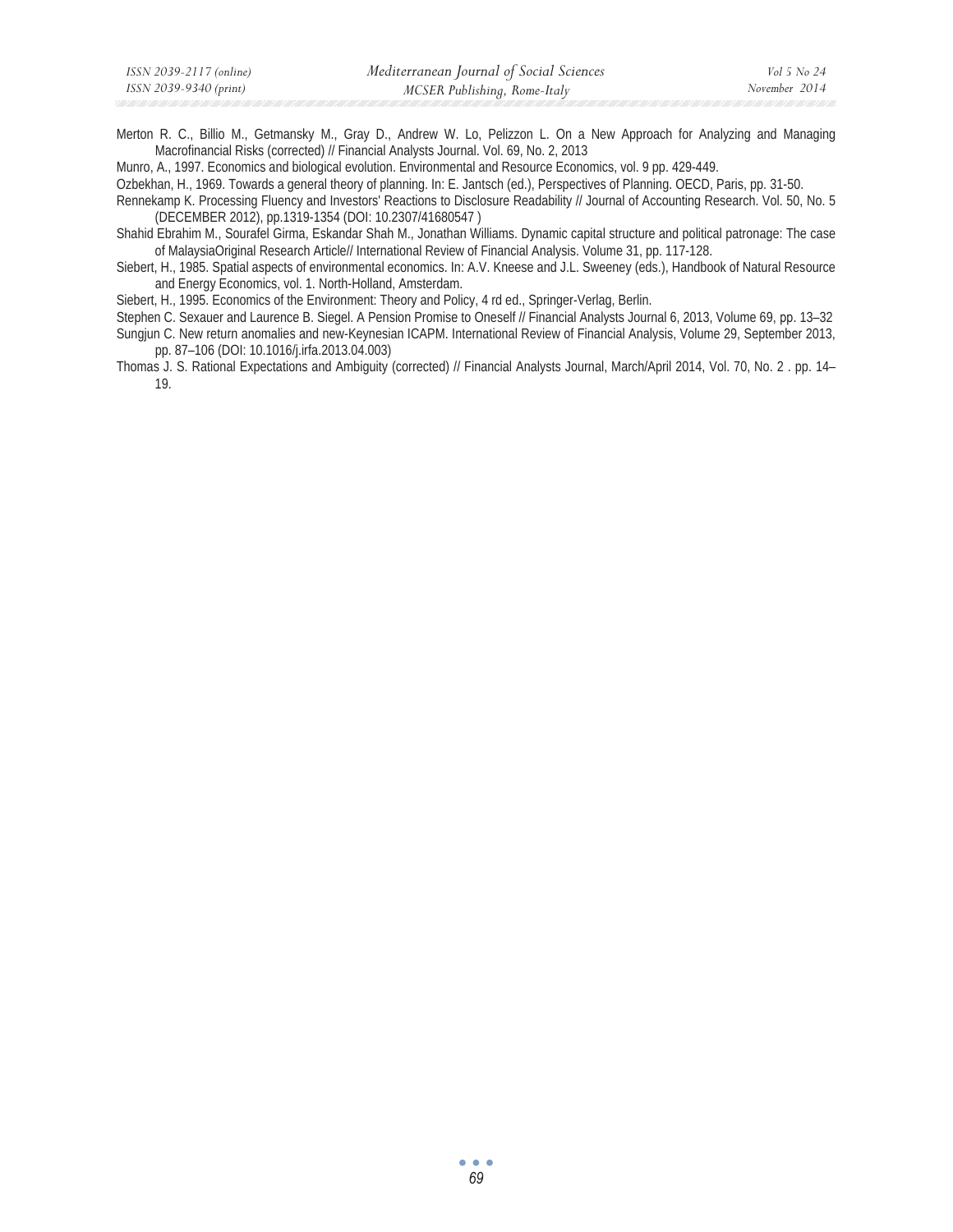Merton R. C., Billio M., Getmansky M., Gray D., Andrew W. Lo, Pelizzon L. On a New Approach for Analyzing and Managing Macrofinancial Risks (corrected) // Financial Analysts Journal. Vol. 69, No. 2, 2013

Munro, A., 1997. Economics and biological evolution. Environmental and Resource Economics, vol. 9 pp. 429-449.

Ozbekhan, H., 1969. Towards a general theory of planning. In: E. Jantsch (ed.), Perspectives of Planning. OECD, Paris, pp. 31-50.

Rennekamp K. Processing Fluency and Investors' Reactions to Disclosure Readability // Journal of Accounting Research. Vol. 50, No. 5 (DECEMBER 2012), pp.1319-1354 (DOI: 10.2307/41680547 )

Shahid Ebrahim M., Sourafel Girma, Eskandar Shah M., Jonathan Williams. Dynamic capital structure and political patronage: The case of MalaysiaOriginal Research Article// International Review of Financial Analysis. Volume 31, pp. 117-128.

Siebert, H., 1985. Spatial aspects of environmental economics. In: A.V. Kneese and J.L. Sweeney (eds.), Handbook of Natural Resource and Energy Economics, vol. 1. North-Holland, Amsterdam.

Siebert, H., 1995. Economics of the Environment: Theory and Policy, 4 rd ed., Springer-Verlag, Berlin.

Stephen C. Sexauer and Laurence B. Siegel. A Pension Promise to Oneself // Financial Analysts Journal 6, 2013, Volume 69, pp. 13–32

Sungjun C. New return anomalies and new-Keynesian ICAPM. International Review of Financial Analysis, Volume 29, September 2013, pp. 87–106 (DOI: 10.1016/j.irfa.2013.04.003)

Thomas J. S. Rational Expectations and Ambiguity (corrected) // Financial Analysts Journal, March/April 2014, Vol. 70, No. 2 . pp. 14–19.